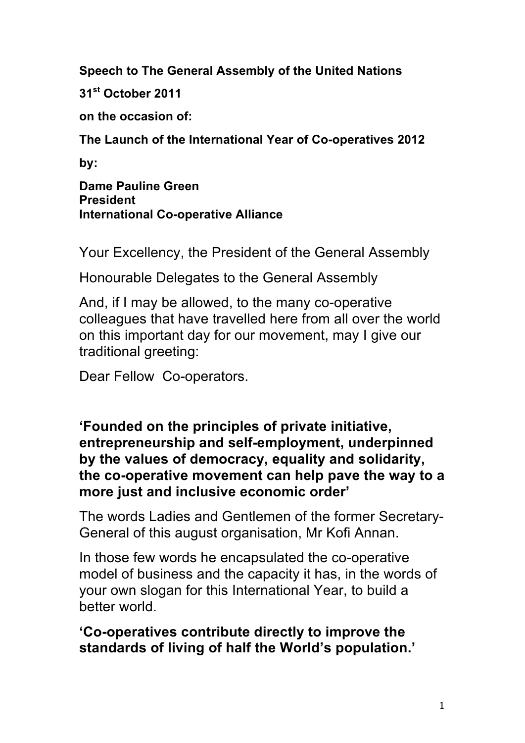**Speech to The General Assembly of the United Nations**

**31st October 2011**

**on the occasion of:**

**The Launch of the International Year of Co-operatives 2012**

**by:**

**Dame Pauline Green**
**President**
**International Co-operative Alliance**

Your Excellency, the President of the General Assembly

Honourable Delegates to the General Assembly

And, if I may be allowed, to the many co-operative colleagues that have travelled here from all over the world on this important day for our movement, may I give our traditional greeting:

Dear Fellow Co-operators.

**'Founded on the principles of private initiative, entrepreneurship and self-employment, underpinned by the values of democracy, equality and solidarity, the co-operative movement can help pave the way to a more just and inclusive economic order'**

The words Ladies and Gentlemen of the former Secretary-General of this august organisation, Mr Kofi Annan.

In those few words he encapsulated the co-operative model of business and the capacity it has, in the words of your own slogan for this International Year, to build a better world.

**'Co-operatives contribute directly to improve the standards of living of half the World's population.'**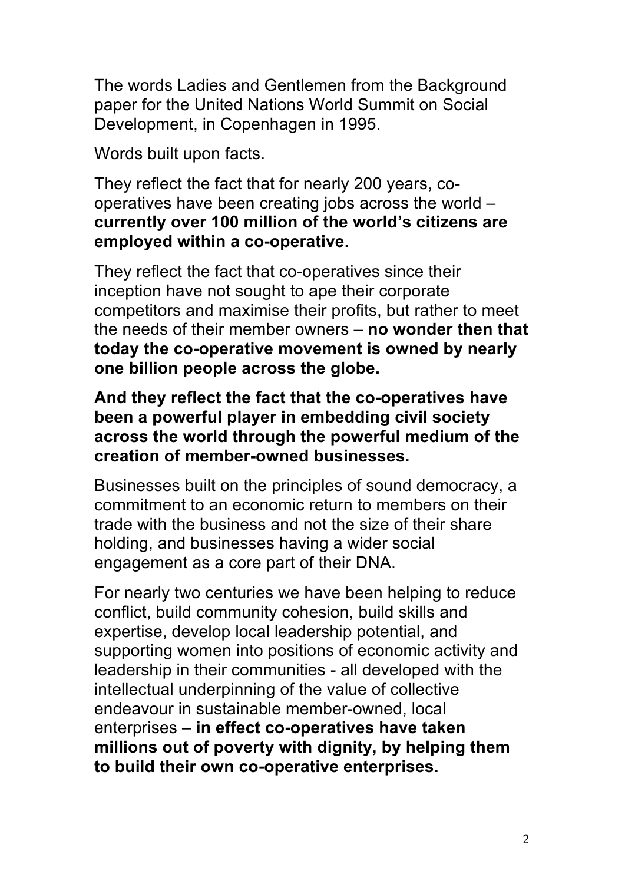The words Ladies and Gentlemen from the Background paper for the United Nations World Summit on Social Development, in Copenhagen in 1995.

Words built upon facts.

They reflect the fact that for nearly 200 years, co-operatives have been creating jobs across the world – **currently over 100 million of the world's citizens are employed within a co-operative.**

They reflect the fact that co-operatives since their inception have not sought to ape their corporate competitors and maximise their profits, but rather to meet the needs of their member owners – **no wonder then that today the co-operative movement is owned by nearly one billion people across the globe.**

**And they reflect the fact that the co-operatives have been a powerful player in embedding civil society across the world through the powerful medium of the creation of member-owned businesses.**

Businesses built on the principles of sound democracy, a commitment to an economic return to members on their trade with the business and not the size of their share holding, and businesses having a wider social engagement as a core part of their DNA.

For nearly two centuries we have been helping to reduce conflict, build community cohesion, build skills and expertise, develop local leadership potential, and supporting women into positions of economic activity and leadership in their communities - all developed with the intellectual underpinning of the value of collective endeavour in sustainable member-owned, local enterprises – **in effect co-operatives have taken millions out of poverty with dignity, by helping them to build their own co-operative enterprises.**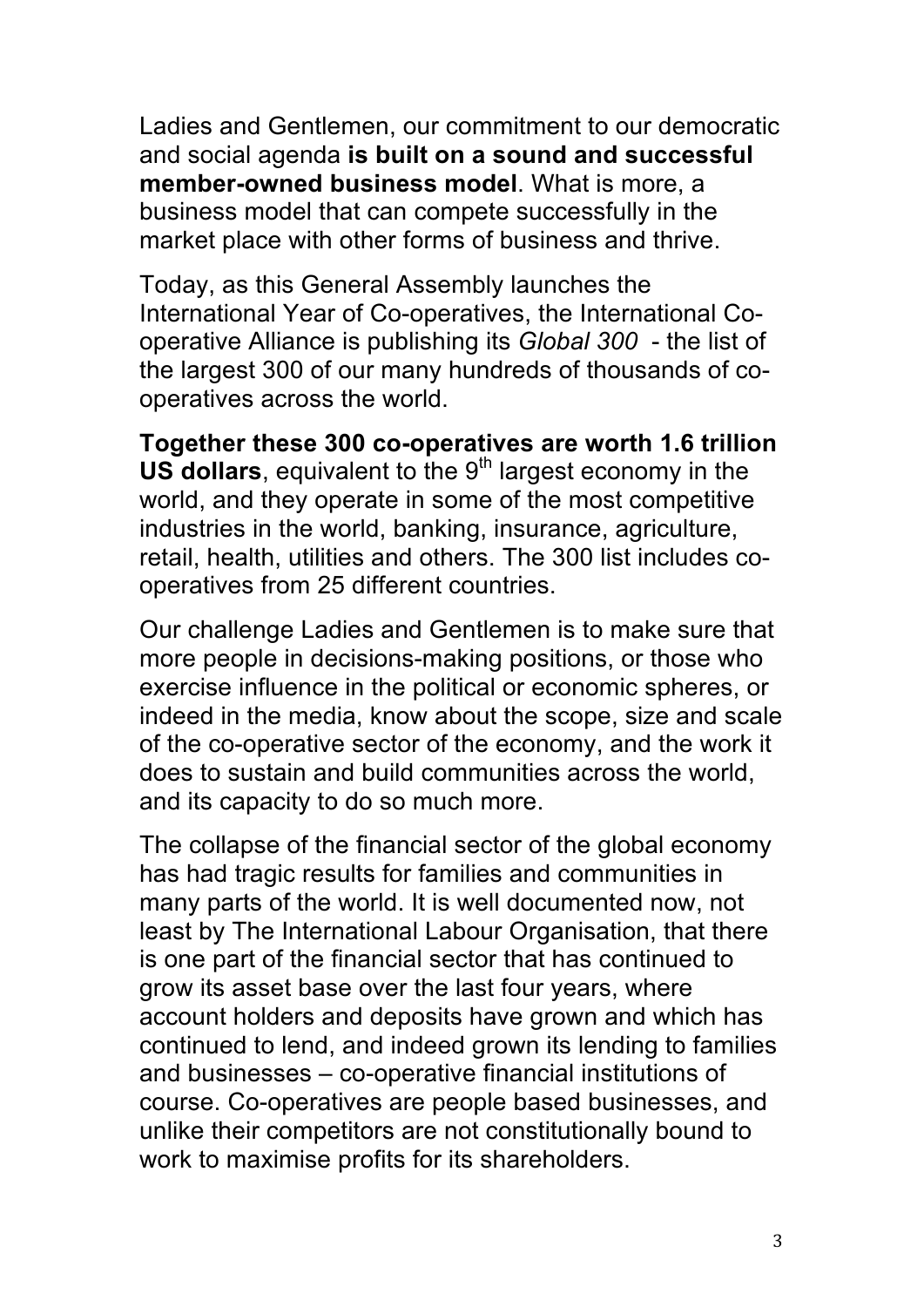Ladies and Gentlemen, our commitment to our democratic and social agenda **is built on a sound and successful member-owned business model**. What is more, a business model that can compete successfully in the market place with other forms of business and thrive.

Today, as this General Assembly launches the International Year of Co-operatives, the International Co-operative Alliance is publishing its *Global 300* - the list of the largest 300 of our many hundreds of thousands of co-operatives across the world.

**Together these 300 co-operatives are worth 1.6 trillion US dollars**, equivalent to the 9th largest economy in the world, and they operate in some of the most competitive industries in the world, banking, insurance, agriculture, retail, health, utilities and others. The 300 list includes co-operatives from 25 different countries.

Our challenge Ladies and Gentlemen is to make sure that more people in decisions-making positions, or those who exercise influence in the political or economic spheres, or indeed in the media, know about the scope, size and scale of the co-operative sector of the economy, and the work it does to sustain and build communities across the world, and its capacity to do so much more.

The collapse of the financial sector of the global economy has had tragic results for families and communities in many parts of the world. It is well documented now, not least by The International Labour Organisation, that there is one part of the financial sector that has continued to grow its asset base over the last four years, where account holders and deposits have grown and which has continued to lend, and indeed grown its lending to families and businesses – co-operative financial institutions of course. Co-operatives are people based businesses, and unlike their competitors are not constitutionally bound to work to maximise profits for its shareholders.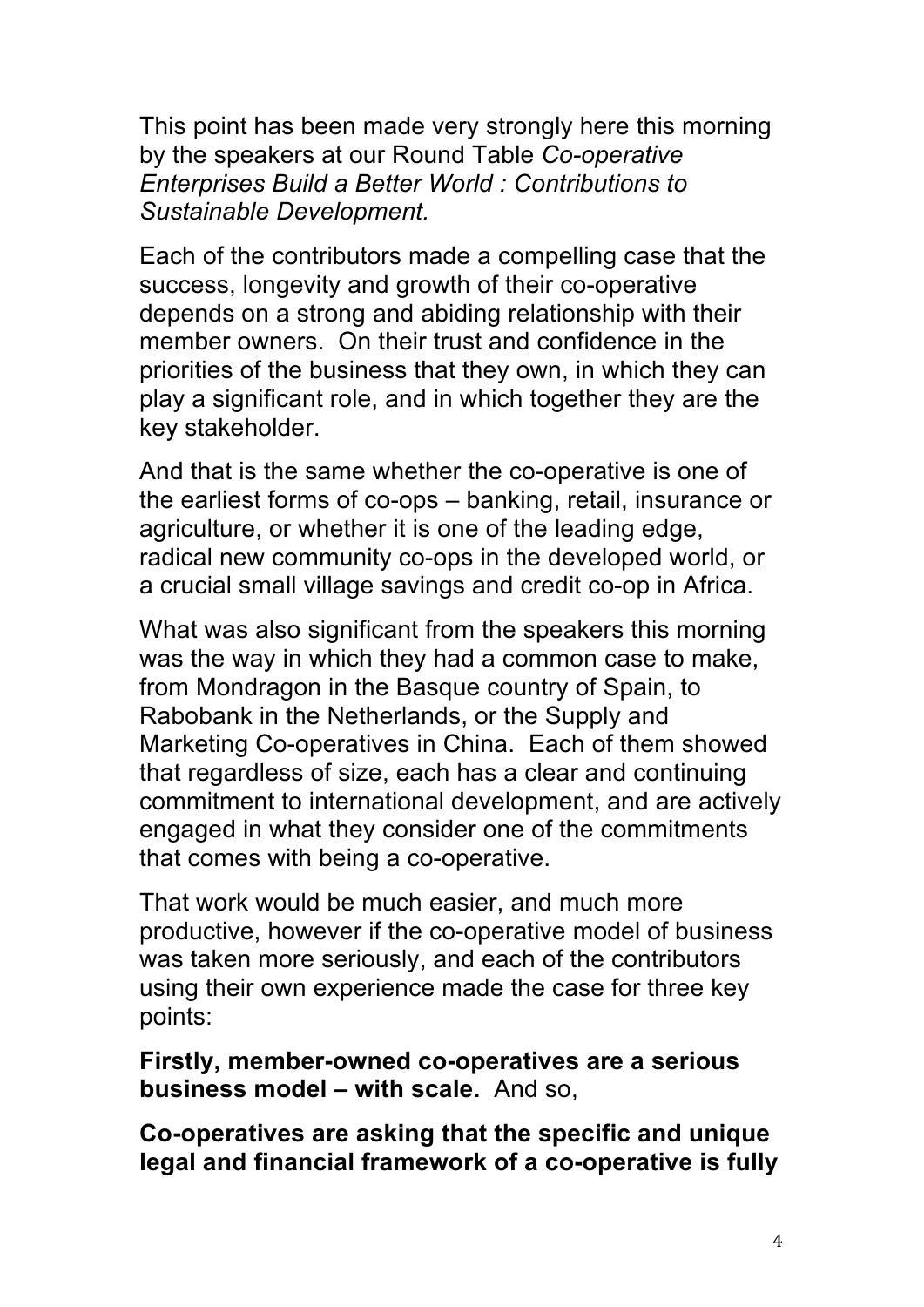This point has been made very strongly here this morning by the speakers at our Round Table *Co-operative Enterprises Build a Better World : Contributions to Sustainable Development.*

Each of the contributors made a compelling case that the success, longevity and growth of their co-operative depends on a strong and abiding relationship with their member owners. On their trust and confidence in the priorities of the business that they own, in which they can play a significant role, and in which together they are the key stakeholder.

And that is the same whether the co-operative is one of the earliest forms of co-ops – banking, retail, insurance or agriculture, or whether it is one of the leading edge, radical new community co-ops in the developed world, or a crucial small village savings and credit co-op in Africa.

What was also significant from the speakers this morning was the way in which they had a common case to make, from Mondragon in the Basque country of Spain, to Rabobank in the Netherlands, or the Supply and Marketing Co-operatives in China. Each of them showed that regardless of size, each has a clear and continuing commitment to international development, and are actively engaged in what they consider one of the commitments that comes with being a co-operative.

That work would be much easier, and much more productive, however if the co-operative model of business was taken more seriously, and each of the contributors using their own experience made the case for three key points:

**Firstly, member-owned co-operatives are a serious business model – with scale.** And so,

**Co-operatives are asking that the specific and unique legal and financial framework of a co-operative is fully**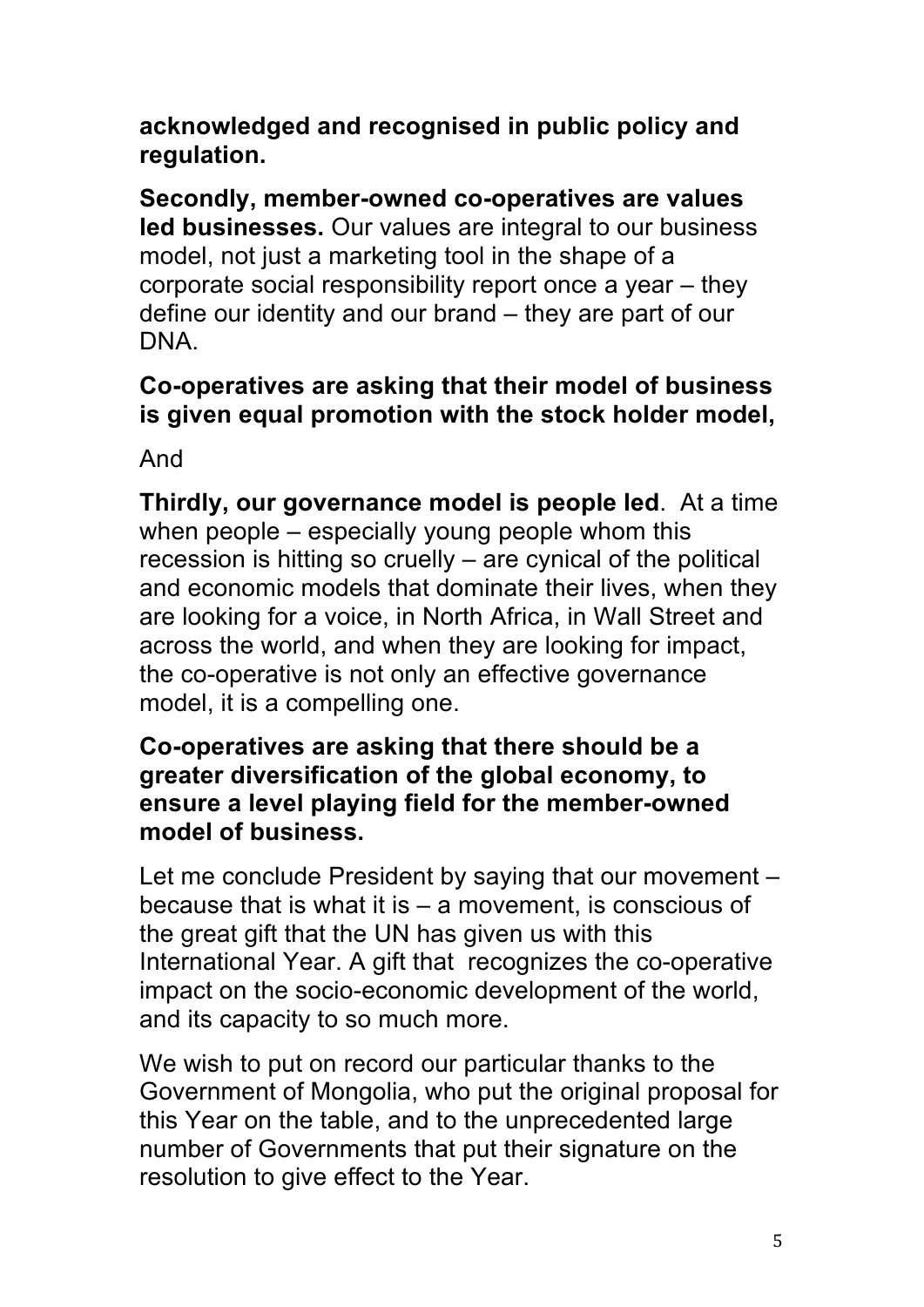**acknowledged and recognised in public policy and regulation.**

**Secondly, member-owned co-operatives are values led businesses.** Our values are integral to our business model, not just a marketing tool in the shape of a corporate social responsibility report once a year – they define our identity and our brand – they are part of our DNA.

**Co-operatives are asking that their model of business is given equal promotion with the stock holder model,**

And

**Thirdly, our governance model is people led**. At a time when people – especially young people whom this recession is hitting so cruelly – are cynical of the political and economic models that dominate their lives, when they are looking for a voice, in North Africa, in Wall Street and across the world, and when they are looking for impact, the co-operative is not only an effective governance model, it is a compelling one.

**Co-operatives are asking that there should be a greater diversification of the global economy, to ensure a level playing field for the member-owned model of business.**

Let me conclude President by saying that our movement – because that is what it is – a movement, is conscious of the great gift that the UN has given us with this International Year. A gift that recognizes the co-operative impact on the socio-economic development of the world, and its capacity to so much more.

We wish to put on record our particular thanks to the Government of Mongolia, who put the original proposal for this Year on the table, and to the unprecedented large number of Governments that put their signature on the resolution to give effect to the Year.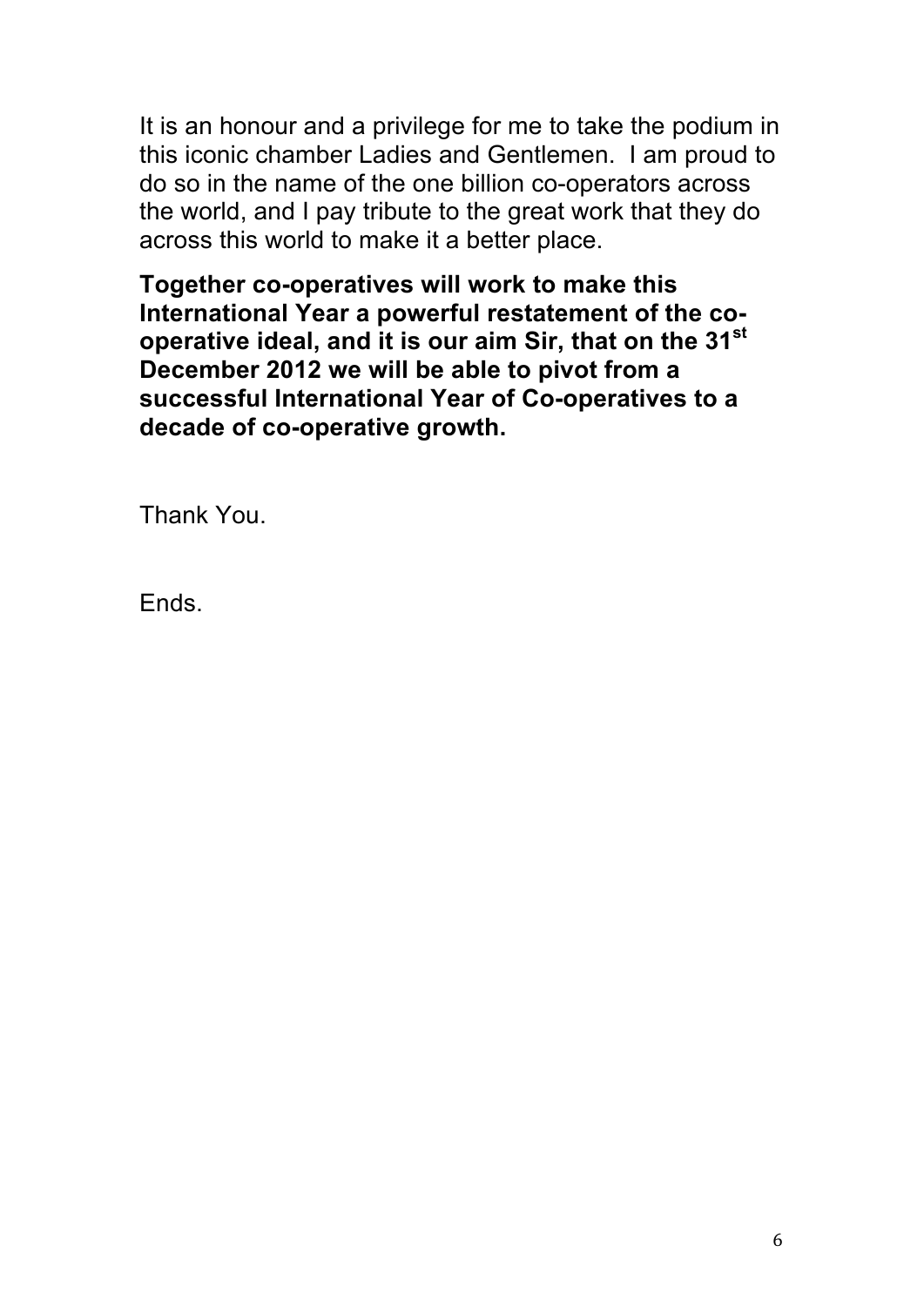It is an honour and a privilege for me to take the podium in this iconic chamber Ladies and Gentlemen. I am proud to do so in the name of the one billion co-operators across the world, and I pay tribute to the great work that they do across this world to make it a better place.

**Together co-operatives will work to make this International Year a powerful restatement of the co-operative ideal, and it is our aim Sir, that on the 31st December 2012 we will be able to pivot from a successful International Year of Co-operatives to a decade of co-operative growth.**

Thank You.

Ends.